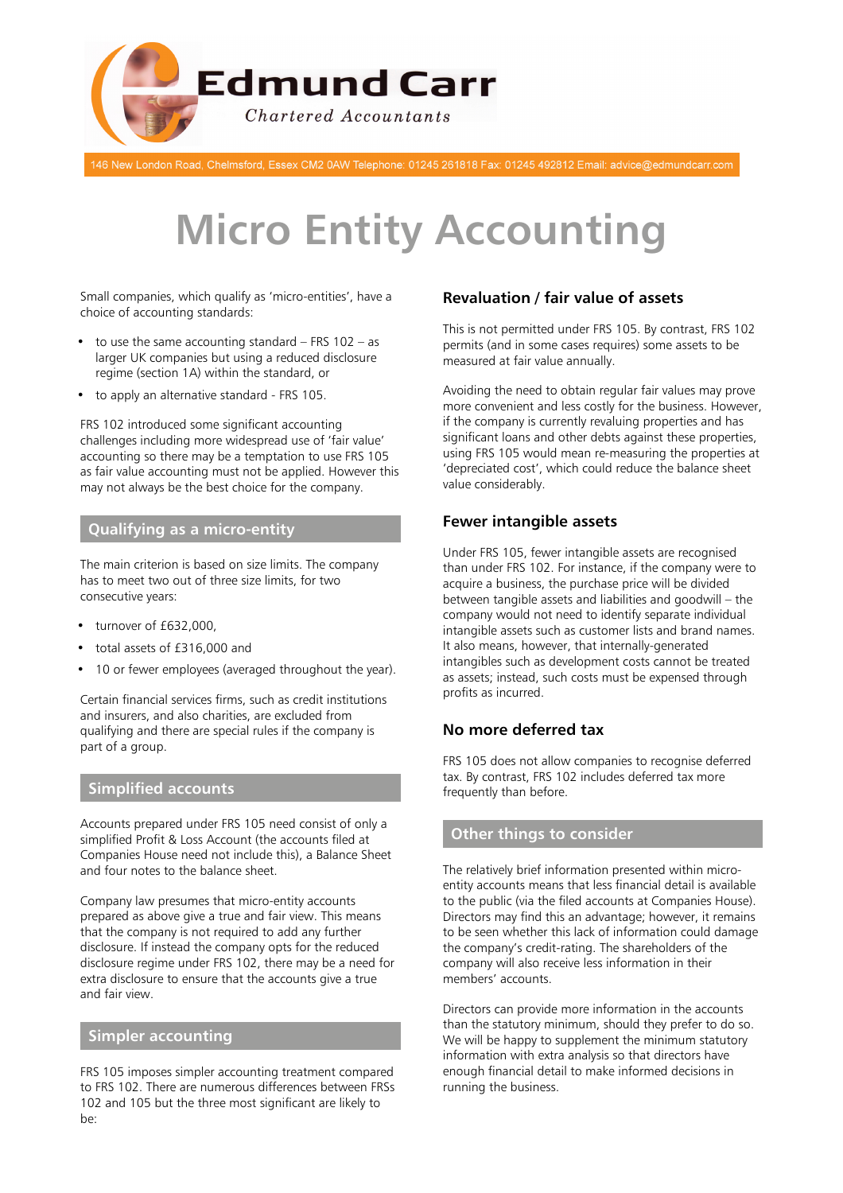# Edmund Carr

*Chartered Accountants*

146 New London Road, Chelmsford, Essex CM2 0AW Telephone: 01245 261818 Fax: 01245 492812 Email: advice@edmundcarr.com

# Micro Entity Accounting

Small companies, which qualify as 'micro-entities', have a choice of accounting standards:

- to use the same accounting standard – FRS 102 – as larger UK companies but using a reduced disclosure regime (section 1A) within the standard, or
- to apply an alternative standard - FRS 105.

FRS 102 introduced some significant accounting challenges including more widespread use of 'fair value' accounting so there may be a temptation to use FRS 105 as fair value accounting must not be applied. However this may not always be the best choice for the company.

## Qualifying as a micro-entity

The main criterion is based on size limits. The company has to meet two out of three size limits, for two consecutive years:

- turnover of £632,000,
- total assets of £316,000 and
- 10 or fewer employees (averaged throughout the year).

Certain financial services firms, such as credit institutions and insurers, and also charities, are excluded from qualifying and there are special rules if the company is part of a group.

## Simplified accounts

Accounts prepared under FRS 105 need consist of only a simplified Profit & Loss Account (the accounts filed at Companies House need not include this), a Balance Sheet and four notes to the balance sheet.

Company law presumes that micro-entity accounts prepared as above give a true and fair view. This means that the company is not required to add any further disclosure. If instead the company opts for the reduced disclosure regime under FRS 102, there may be a need for extra disclosure to ensure that the accounts give a true and fair view.

## Simpler accounting

FRS 105 imposes simpler accounting treatment compared to FRS 102. There are numerous differences between FRSs 102 and 105 but the three most significant are likely to be:

### Revaluation / fair value of assets

This is not permitted under FRS 105. By contrast, FRS 102 permits (and in some cases requires) some assets to be measured at fair value annually.

Avoiding the need to obtain regular fair values may prove more convenient and less costly for the business. However, if the company is currently revaluing properties and has significant loans and other debts against these properties, using FRS 105 would mean re-measuring the properties at 'depreciated cost', which could reduce the balance sheet value considerably.

### Fewer intangible assets

Under FRS 105, fewer intangible assets are recognised than under FRS 102. For instance, if the company were to acquire a business, the purchase price will be divided between tangible assets and liabilities and goodwill – the company would not need to identify separate individual intangible assets such as customer lists and brand names. It also means, however, that internally-generated intangibles such as development costs cannot be treated as assets; instead, such costs must be expensed through profits as incurred.

### No more deferred tax

FRS 105 does not allow companies to recognise deferred tax. By contrast, FRS 102 includes deferred tax more frequently than before.

## Other things to consider

The relatively brief information presented within micro-entity accounts means that less financial detail is available to the public (via the filed accounts at Companies House). Directors may find this an advantage; however, it remains to be seen whether this lack of information could damage the company's credit-rating. The shareholders of the company will also receive less information in their members' accounts.

Directors can provide more information in the accounts than the statutory minimum, should they prefer to do so. We will be happy to supplement the minimum statutory information with extra analysis so that directors have enough financial detail to make informed decisions in running the business.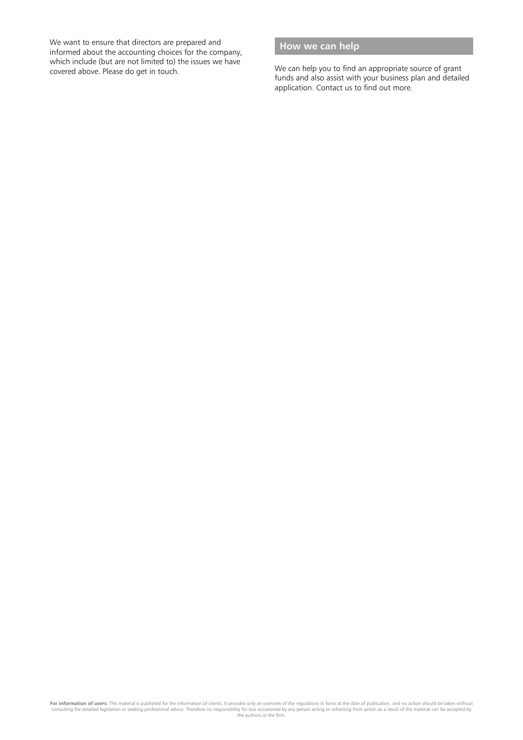We want to ensure that directors are prepared and informed about the accounting choices for the company, which include (but are not limited to) the issues we have covered above. Please do get in touch.

## How we can help

We can help you to find an appropriate source of grant funds and also assist with your business plan and detailed application. Contact us to find out more.

**For information of users:** This material is published for the information of clients. It provides only an overview of the regulations in force at the date of publication, and no action should be taken without consulting the detailed legislation or seeking professional advice. Therefore no responsibility for loss occasioned by any person acting or refraining from action as a result of the material can be accepted by the authors or the firm.